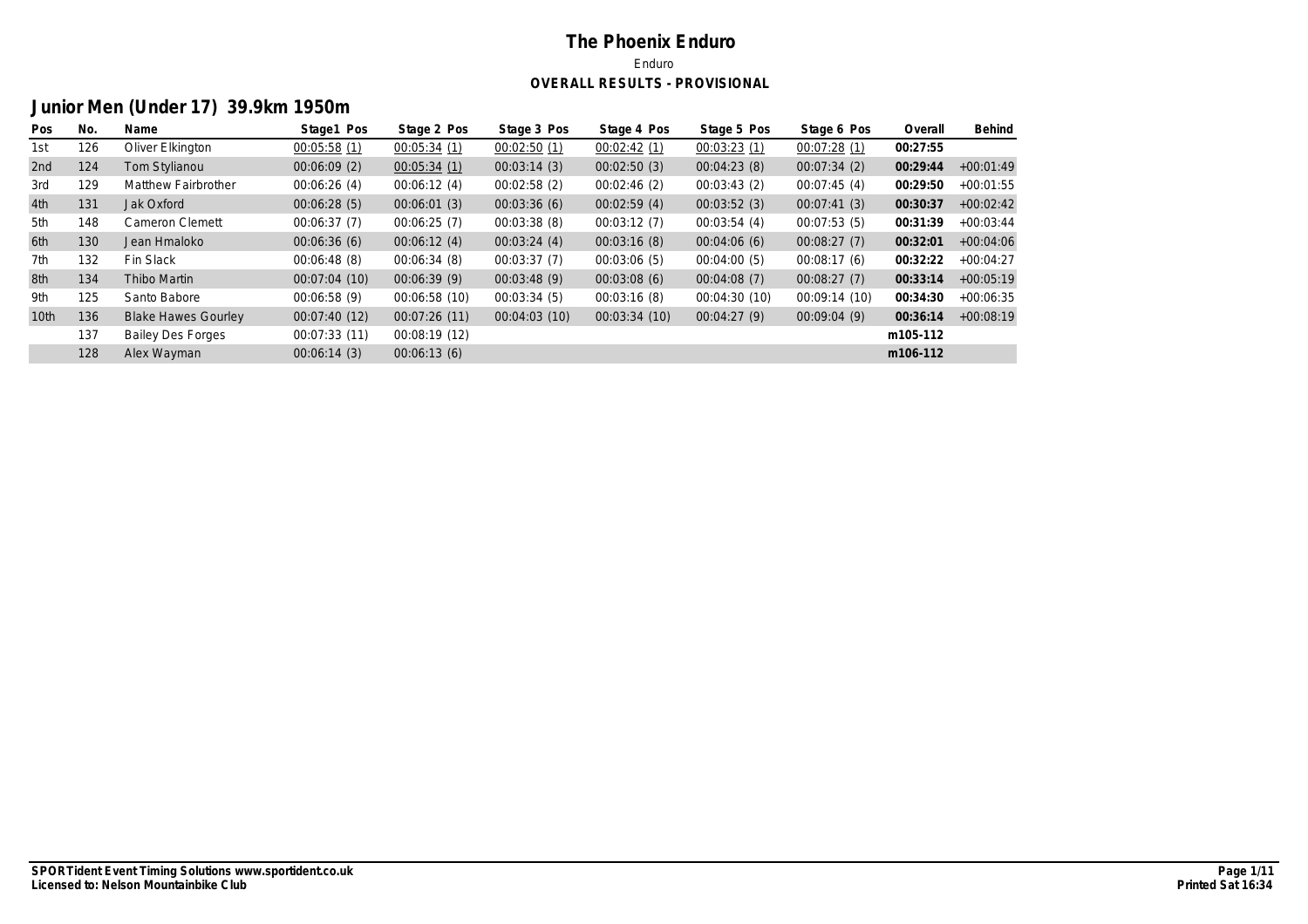# The Phoenix Enduro

Enduro

**OVERALL RESULTS - PROVISIONAL**

## Junior Men (Under 17) 39.9km 1950m

| Pos | No. | Name | Stage1 Pos | Stage 2 Pos | Stage 3 Pos | Stage 4 Pos | Stage 5 Pos | Stage 6 Pos | Overall | Behind |
|---|---|---|---|---|---|---|---|---|---|---|
| 1st | 126 | Oliver Elkington | 00:05:58 (1) | 00:05:34 (1) | 00:02:50 (1) | 00:02:42 (1) | 00:03:23 (1) | 00:07:28 (1) | **00:27:55** | |
| 2nd | 124 | Tom Stylianou | 00:06:09 (2) | 00:05:34 (1) | 00:03:14 (3) | 00:02:50 (3) | 00:04:23 (8) | 00:07:34 (2) | **00:29:44** | +00:01:49 |
| 3rd | 129 | Matthew Fairbrother | 00:06:26 (4) | 00:06:12 (4) | 00:02:58 (2) | 00:02:46 (2) | 00:03:43 (2) | 00:07:45 (4) | **00:29:50** | +00:01:55 |
| 4th | 131 | Jak Oxford | 00:06:28 (5) | 00:06:01 (3) | 00:03:36 (6) | 00:02:59 (4) | 00:03:52 (3) | 00:07:41 (3) | **00:30:37** | +00:02:42 |
| 5th | 148 | Cameron Clemett | 00:06:37 (7) | 00:06:25 (7) | 00:03:38 (8) | 00:03:12 (7) | 00:03:54 (4) | 00:07:53 (5) | **00:31:39** | +00:03:44 |
| 6th | 130 | Jean Hmaloko | 00:06:36 (6) | 00:06:12 (4) | 00:03:24 (4) | 00:03:16 (8) | 00:04:06 (6) | 00:08:27 (7) | **00:32:01** | +00:04:06 |
| 7th | 132 | Fin Slack | 00:06:48 (8) | 00:06:34 (8) | 00:03:37 (7) | 00:03:06 (5) | 00:04:00 (5) | 00:08:17 (6) | **00:32:22** | +00:04:27 |
| 8th | 134 | Thibo Martin | 00:07:04 (10) | 00:06:39 (9) | 00:03:48 (9) | 00:03:08 (6) | 00:04:08 (7) | 00:08:27 (7) | **00:33:14** | +00:05:19 |
| 9th | 125 | Santo Babore | 00:06:58 (9) | 00:06:58 (10) | 00:03:34 (5) | 00:03:16 (8) | 00:04:30 (10) | 00:09:14 (10) | **00:34:30** | +00:06:35 |
| 10th | 136 | Blake Hawes Gourley | 00:07:40 (12) | 00:07:26 (11) | 00:04:03 (10) | 00:03:34 (10) | 00:04:27 (9) | 00:09:04 (9) | **00:36:14** | +00:08:19 |
| | 137 | Bailey Des Forges | 00:07:33 (11) | 00:08:19 (12) | | | | | **m105-112** | |
| | 128 | Alex Wayman | 00:06:14 (3) | 00:06:13 (6) | | | | | **m106-112** | |

**SPORTident Event Timing Solutions www.sportident.co.uk**
**Licensed to: Nelson Mountainbike Club**

**Printed Sat 16:34**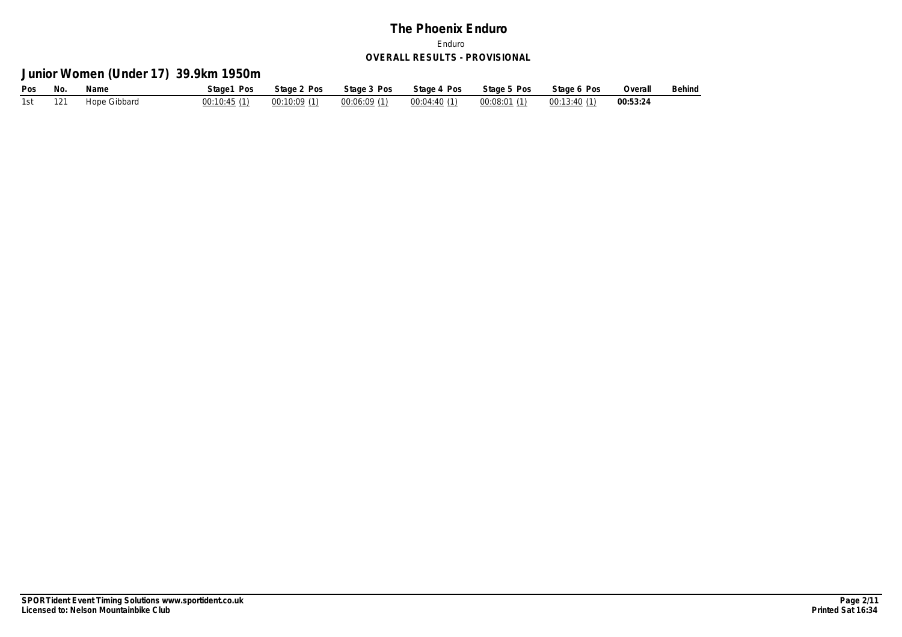# The Phoenix Enduro

Enduro

**OVERALL RESULTS - PROVISIONAL**

## Junior Women (Under 17) 39.9km 1950m

| Pos | No. | Name | Stage1 Pos | Stage 2 Pos | Stage 3 Pos | Stage 4 Pos | Stage 5 Pos | Stage 6 Pos | Overall | Behind |
|---|---|---|---|---|---|---|---|---|---|---|
| 1st | 121 | Hope Gibbard | 00:10:45 (1) | 00:10:09 (1) | 00:06:09 (1) | 00:04:40 (1) | 00:08:01 (1) | 00:13:40 (1) | **00:53:24** | |

**SPORTident Event Timing Solutions www.sportident.co.uk**
**Licensed to: Nelson Mountainbike Club**

**Printed Sat 16:34**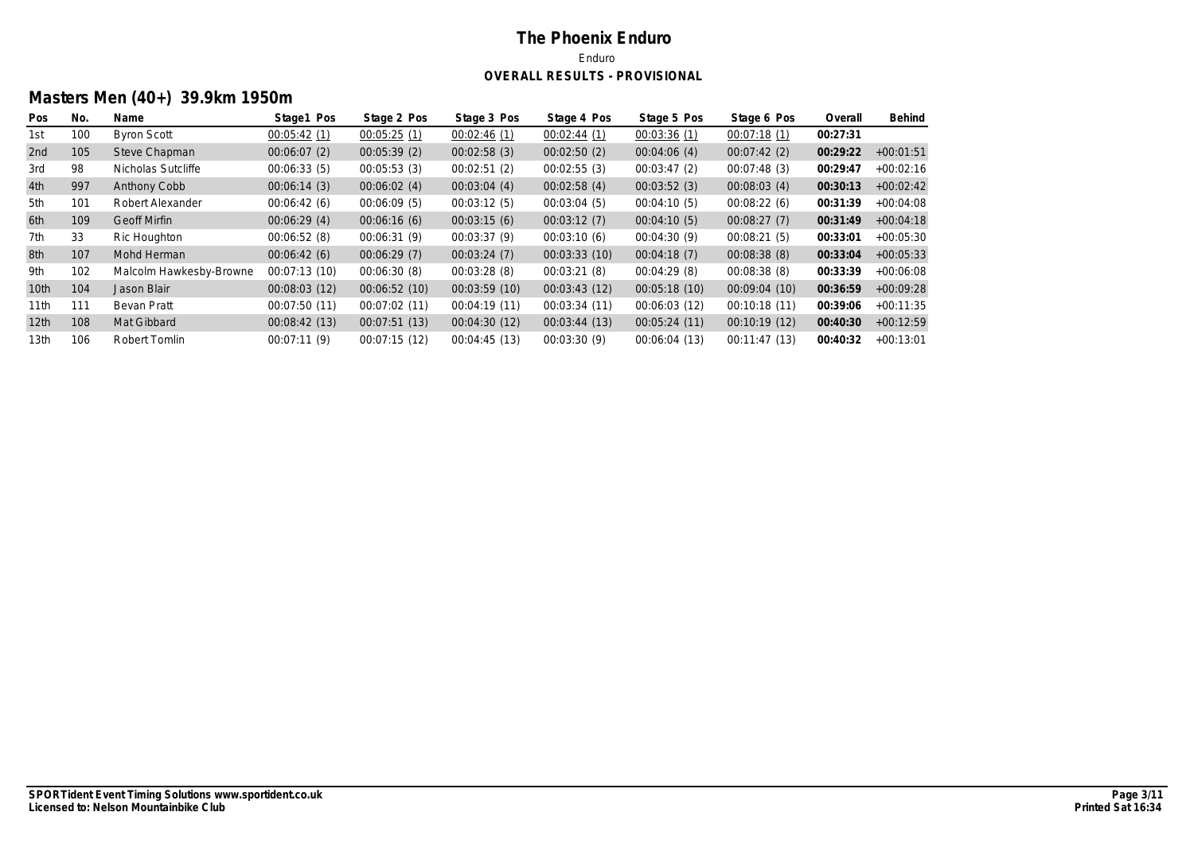# The Phoenix Enduro

Enduro

**OVERALL RESULTS - PROVISIONAL**

## Masters Men (40+) 39.9km 1950m

| Pos | No. | Name | Stage1 Pos | Stage 2 Pos | Stage 3 Pos | Stage 4 Pos | Stage 5 Pos | Stage 6 Pos | Overall | Behind |
|---|---|---|---|---|---|---|---|---|---|---|
| 1st | 100 | Byron Scott | 00:05:42 (1) | 00:05:25 (1) | 00:02:46 (1) | 00:02:44 (1) | 00:03:36 (1) | 00:07:18 (1) | **00:27:31** | |
| 2nd | 105 | Steve Chapman | 00:06:07 (2) | 00:05:39 (2) | 00:02:58 (3) | 00:02:50 (2) | 00:04:06 (4) | 00:07:42 (2) | **00:29:22** | +00:01:51 |
| 3rd | 98 | Nicholas Sutcliffe | 00:06:33 (5) | 00:05:53 (3) | 00:02:51 (2) | 00:02:55 (3) | 00:03:47 (2) | 00:07:48 (3) | **00:29:47** | +00:02:16 |
| 4th | 997 | Anthony Cobb | 00:06:14 (3) | 00:06:02 (4) | 00:03:04 (4) | 00:02:58 (4) | 00:03:52 (3) | 00:08:03 (4) | **00:30:13** | +00:02:42 |
| 5th | 101 | Robert Alexander | 00:06:42 (6) | 00:06:09 (5) | 00:03:12 (5) | 00:03:04 (5) | 00:04:10 (5) | 00:08:22 (6) | **00:31:39** | +00:04:08 |
| 6th | 109 | Geoff Mirfin | 00:06:29 (4) | 00:06:16 (6) | 00:03:15 (6) | 00:03:12 (7) | 00:04:10 (5) | 00:08:27 (7) | **00:31:49** | +00:04:18 |
| 7th | 33 | Ric Houghton | 00:06:52 (8) | 00:06:31 (9) | 00:03:37 (9) | 00:03:10 (6) | 00:04:30 (9) | 00:08:21 (5) | **00:33:01** | +00:05:30 |
| 8th | 107 | Mohd Herman | 00:06:42 (6) | 00:06:29 (7) | 00:03:24 (7) | 00:03:33 (10) | 00:04:18 (7) | 00:08:38 (8) | **00:33:04** | +00:05:33 |
| 9th | 102 | Malcolm Hawkesby-Browne | 00:07:13 (10) | 00:06:30 (8) | 00:03:28 (8) | 00:03:21 (8) | 00:04:29 (8) | 00:08:38 (8) | **00:33:39** | +00:06:08 |
| 10th | 104 | Jason Blair | 00:08:03 (12) | 00:06:52 (10) | 00:03:59 (10) | 00:03:43 (12) | 00:05:18 (10) | 00:09:04 (10) | **00:36:59** | +00:09:28 |
| 11th | 111 | Bevan Pratt | 00:07:50 (11) | 00:07:02 (11) | 00:04:19 (11) | 00:03:34 (11) | 00:06:03 (12) | 00:10:18 (11) | **00:39:06** | +00:11:35 |
| 12th | 108 | Mat Gibbard | 00:08:42 (13) | 00:07:51 (13) | 00:04:30 (12) | 00:03:44 (13) | 00:05:24 (11) | 00:10:19 (12) | **00:40:30** | +00:12:59 |
| 13th | 106 | Robert Tomlin | 00:07:11 (9) | 00:07:15 (12) | 00:04:45 (13) | 00:03:30 (9) | 00:06:04 (13) | 00:11:47 (13) | **00:40:32** | +00:13:01 |

**SPORTident Event Timing Solutions www.sportident.co.uk**
**Licensed to: Nelson Mountainbike Club**

**Printed Sat 16:34**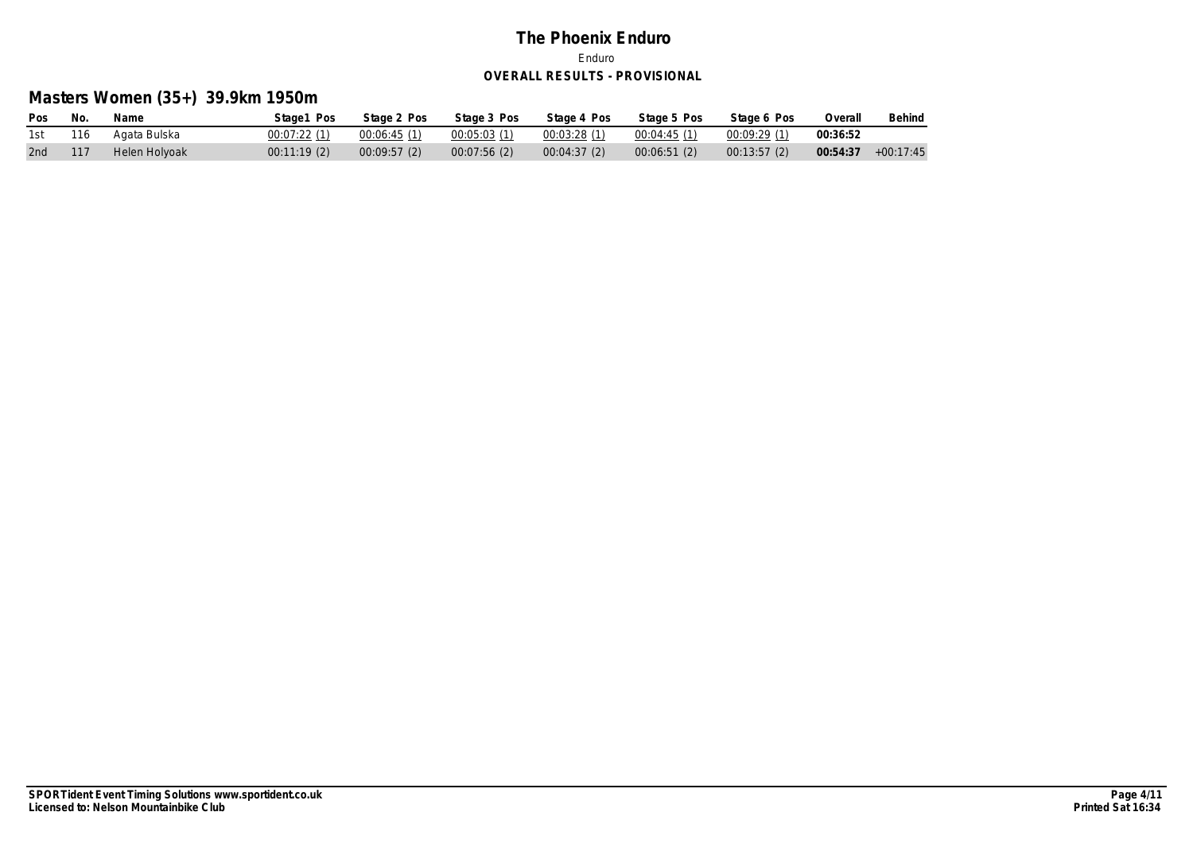# The Phoenix Enduro

Enduro

**OVERALL RESULTS - PROVISIONAL**

## Masters Women (35+) 39.9km 1950m

| Pos | No. | Name | Stage1 Pos | Stage 2 Pos | Stage 3 Pos | Stage 4 Pos | Stage 5 Pos | Stage 6 Pos | Overall | Behind |
|---|---|---|---|---|---|---|---|---|---|---|
| 1st | 116 | Agata Bulska | 00:07:22 (1) | 00:06:45 (1) | 00:05:03 (1) | 00:03:28 (1) | 00:04:45 (1) | 00:09:29 (1) | **00:36:52** | |
| 2nd | 117 | Helen Holyoak | 00:11:19 (2) | 00:09:57 (2) | 00:07:56 (2) | 00:04:37 (2) | 00:06:51 (2) | 00:13:57 (2) | **00:54:37** | +00:17:45 |

**SPORTident Event Timing Solutions www.sportident.co.uk**
**Licensed to: Nelson Mountainbike Club**

**Printed Sat 16:34**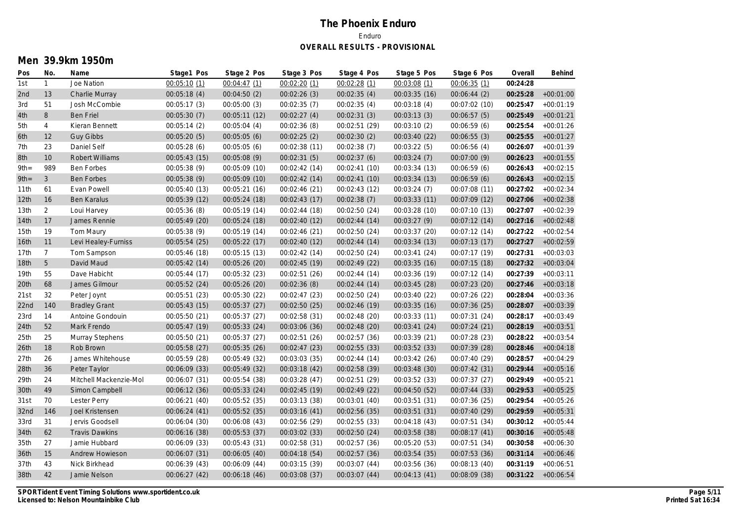# The Phoenix Enduro

Enduro

**OVERALL RESULTS - PROVISIONAL**

## Men 39.9km 1950m

| Pos | No. | Name | Stage1 Pos | Stage 2 Pos | Stage 3 Pos | Stage 4 Pos | Stage 5 Pos | Stage 6 Pos | Overall | Behind |
|---|---|---|---|---|---|---|---|---|---|---|
| 1st | 1 | Joe Nation | 00:05:10 (1) | 00:04:47 (1) | 00:02:20 (1) | 00:02:28 (1) | 00:03:08 (1) | 00:06:35 (1) | **00:24:28** | |
| 2nd | 13 | Charlie Murray | 00:05:18 (4) | 00:04:50 (2) | 00:02:26 (3) | 00:02:35 (4) | 00:03:35 (16) | 00:06:44 (2) | **00:25:28** | +00:01:00 |
| 3rd | 51 | Josh McCombie | 00:05:17 (3) | 00:05:00 (3) | 00:02:35 (7) | 00:02:35 (4) | 00:03:18 (4) | 00:07:02 (10) | **00:25:47** | +00:01:19 |
| 4th | 8 | Ben Friel | 00:05:30 (7) | 00:05:11 (12) | 00:02:27 (4) | 00:02:31 (3) | 00:03:13 (3) | 00:06:57 (5) | **00:25:49** | +00:01:21 |
| 5th | 4 | Kieran Bennett | 00:05:14 (2) | 00:05:04 (4) | 00:02:36 (8) | 00:02:51 (29) | 00:03:10 (2) | 00:06:59 (6) | **00:25:54** | +00:01:26 |
| 6th | 12 | Guy Gibbs | 00:05:20 (5) | 00:05:05 (6) | 00:02:25 (2) | 00:02:30 (2) | 00:03:40 (22) | 00:06:55 (3) | **00:25:55** | +00:01:27 |
| 7th | 23 | Daniel Self | 00:05:28 (6) | 00:05:05 (6) | 00:02:38 (11) | 00:02:38 (7) | 00:03:22 (5) | 00:06:56 (4) | **00:26:07** | +00:01:39 |
| 8th | 10 | Robert Williams | 00:05:43 (15) | 00:05:08 (9) | 00:02:31 (5) | 00:02:37 (6) | 00:03:24 (7) | 00:07:00 (9) | **00:26:23** | +00:01:55 |
| 9th= | 989 | Ben Forbes | 00:05:38 (9) | 00:05:09 (10) | 00:02:42 (14) | 00:02:41 (10) | 00:03:34 (13) | 00:06:59 (6) | **00:26:43** | +00:02:15 |
| 9th= | 3 | Ben Forbes | 00:05:38 (9) | 00:05:09 (10) | 00:02:42 (14) | 00:02:41 (10) | 00:03:34 (13) | 00:06:59 (6) | **00:26:43** | +00:02:15 |
| 11th | 61 | Evan Powell | 00:05:40 (13) | 00:05:21 (16) | 00:02:46 (21) | 00:02:43 (12) | 00:03:24 (7) | 00:07:08 (11) | **00:27:02** | +00:02:34 |
| 12th | 16 | Ben Karalus | 00:05:39 (12) | 00:05:24 (18) | 00:02:43 (17) | 00:02:38 (7) | 00:03:33 (11) | 00:07:09 (12) | **00:27:06** | +00:02:38 |
| 13th | 2 | Loui Harvey | 00:05:36 (8) | 00:05:19 (14) | 00:02:44 (18) | 00:02:50 (24) | 00:03:28 (10) | 00:07:10 (13) | **00:27:07** | +00:02:39 |
| 14th | 17 | James Rennie | 00:05:49 (20) | 00:05:24 (18) | 00:02:40 (12) | 00:02:44 (14) | 00:03:27 (9) | 00:07:12 (14) | **00:27:16** | +00:02:48 |
| 15th | 19 | Tom Maury | 00:05:38 (9) | 00:05:19 (14) | 00:02:46 (21) | 00:02:50 (24) | 00:03:37 (20) | 00:07:12 (14) | **00:27:22** | +00:02:54 |
| 16th | 11 | Levi Healey-Furniss | 00:05:54 (25) | 00:05:22 (17) | 00:02:40 (12) | 00:02:44 (14) | 00:03:34 (13) | 00:07:13 (17) | **00:27:27** | +00:02:59 |
| 17th | 7 | Tom Sampson | 00:05:46 (18) | 00:05:15 (13) | 00:02:42 (14) | 00:02:50 (24) | 00:03:41 (24) | 00:07:17 (19) | **00:27:31** | +00:03:03 |
| 18th | 5 | David Maud | 00:05:42 (14) | 00:05:26 (20) | 00:02:45 (19) | 00:02:49 (22) | 00:03:35 (16) | 00:07:15 (18) | **00:27:32** | +00:03:04 |
| 19th | 55 | Dave Habicht | 00:05:44 (17) | 00:05:32 (23) | 00:02:51 (26) | 00:02:44 (14) | 00:03:36 (19) | 00:07:12 (14) | **00:27:39** | +00:03:11 |
| 20th | 68 | James Gilmour | 00:05:52 (24) | 00:05:26 (20) | 00:02:36 (8) | 00:02:44 (14) | 00:03:45 (28) | 00:07:23 (20) | **00:27:46** | +00:03:18 |
| 21st | 32 | Peter Joynt | 00:05:51 (23) | 00:05:30 (22) | 00:02:47 (23) | 00:02:50 (24) | 00:03:40 (22) | 00:07:26 (22) | **00:28:04** | +00:03:36 |
| 22nd | 140 | Bradley Grant | 00:05:43 (15) | 00:05:37 (27) | 00:02:50 (25) | 00:02:46 (19) | 00:03:35 (16) | 00:07:36 (25) | **00:28:07** | +00:03:39 |
| 23rd | 14 | Antoine Gondouin | 00:05:50 (21) | 00:05:37 (27) | 00:02:58 (31) | 00:02:48 (20) | 00:03:33 (11) | 00:07:31 (24) | **00:28:17** | +00:03:49 |
| 24th | 52 | Mark Frendo | 00:05:47 (19) | 00:05:33 (24) | 00:03:06 (36) | 00:02:48 (20) | 00:03:41 (24) | 00:07:24 (21) | **00:28:19** | +00:03:51 |
| 25th | 25 | Murray Stephens | 00:05:50 (21) | 00:05:37 (27) | 00:02:51 (26) | 00:02:57 (36) | 00:03:39 (21) | 00:07:28 (23) | **00:28:22** | +00:03:54 |
| 26th | 18 | Rob Brown | 00:05:58 (27) | 00:05:35 (26) | 00:02:47 (23) | 00:02:55 (33) | 00:03:52 (33) | 00:07:39 (28) | **00:28:46** | +00:04:18 |
| 27th | 26 | James Whitehouse | 00:05:59 (28) | 00:05:49 (32) | 00:03:03 (35) | 00:02:44 (14) | 00:03:42 (26) | 00:07:40 (29) | **00:28:57** | +00:04:29 |
| 28th | 36 | Peter Taylor | 00:06:09 (33) | 00:05:49 (32) | 00:03:18 (42) | 00:02:58 (39) | 00:03:48 (30) | 00:07:42 (31) | **00:29:44** | +00:05:16 |
| 29th | 24 | Mitchell Mackenzie-Mol | 00:06:07 (31) | 00:05:54 (38) | 00:03:28 (47) | 00:02:51 (29) | 00:03:52 (33) | 00:07:37 (27) | **00:29:49** | +00:05:21 |
| 30th | 49 | Simon Campbell | 00:06:12 (36) | 00:05:33 (24) | 00:02:45 (19) | 00:02:49 (22) | 00:04:50 (52) | 00:07:44 (33) | **00:29:53** | +00:05:25 |
| 31st | 70 | Lester Perry | 00:06:21 (40) | 00:05:52 (35) | 00:03:13 (38) | 00:03:01 (40) | 00:03:51 (31) | 00:07:36 (25) | **00:29:54** | +00:05:26 |
| 32nd | 146 | Joel Kristensen | 00:06:24 (41) | 00:05:52 (35) | 00:03:16 (41) | 00:02:56 (35) | 00:03:51 (31) | 00:07:40 (29) | **00:29:59** | +00:05:31 |
| 33rd | 31 | Jervis Goodsell | 00:06:04 (30) | 00:06:08 (43) | 00:02:56 (29) | 00:02:55 (33) | 00:04:18 (43) | 00:07:51 (34) | **00:30:12** | +00:05:44 |
| 34th | 62 | Travis Dawkins | 00:06:16 (38) | 00:05:53 (37) | 00:03:02 (33) | 00:02:50 (24) | 00:03:58 (38) | 00:08:17 (41) | **00:30:16** | +00:05:48 |
| 35th | 27 | Jamie Hubbard | 00:06:09 (33) | 00:05:43 (31) | 00:02:58 (31) | 00:02:57 (36) | 00:05:20 (53) | 00:07:51 (34) | **00:30:58** | +00:06:30 |
| 36th | 15 | Andrew Howieson | 00:06:07 (31) | 00:06:05 (40) | 00:04:18 (54) | 00:02:57 (36) | 00:03:54 (35) | 00:07:53 (36) | **00:31:14** | +00:06:46 |
| 37th | 43 | Nick Birkhead | 00:06:39 (43) | 00:06:09 (44) | 00:03:15 (39) | 00:03:07 (44) | 00:03:56 (36) | 00:08:13 (40) | **00:31:19** | +00:06:51 |
| 38th | 42 | Jamie Nelson | 00:06:27 (42) | 00:06:18 (46) | 00:03:08 (37) | 00:03:07 (44) | 00:04:13 (41) | 00:08:09 (38) | **00:31:22** | +00:06:54 |

**SPORTident Event Timing Solutions www.sportident.co.uk**
**Licensed to: Nelson Mountainbike Club**

**Printed Sat 16:34**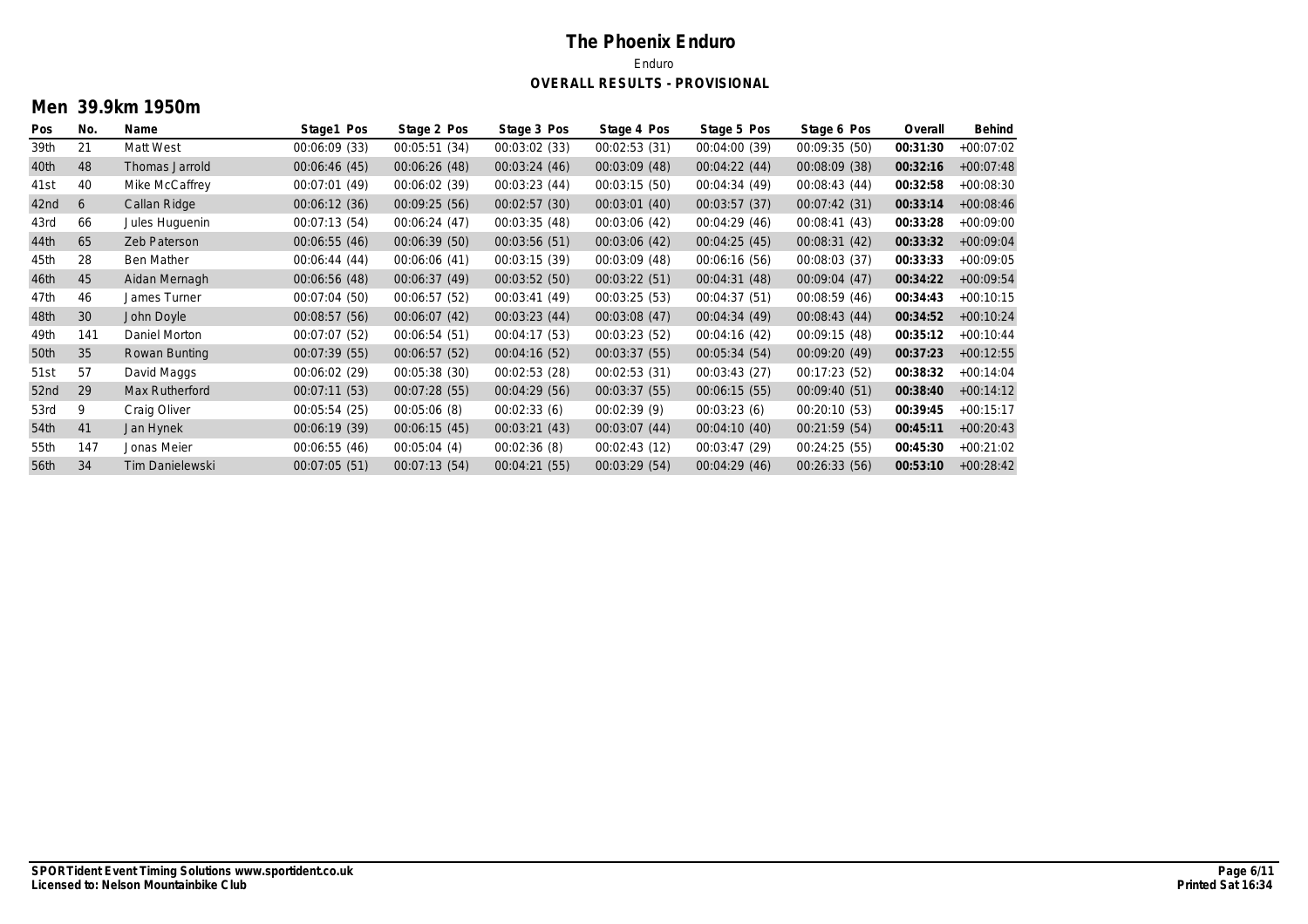# The Phoenix Enduro

Enduro

**OVERALL RESULTS - PROVISIONAL**

## Men 39.9km 1950m

| Pos | No. | Name | Stage1 Pos | Stage 2 Pos | Stage 3 Pos | Stage 4 Pos | Stage 5 Pos | Stage 6 Pos | Overall | Behind |
|---|---|---|---|---|---|---|---|---|---|---|
| 39th | 21 | Matt West | 00:06:09 (33) | 00:05:51 (34) | 00:03:02 (33) | 00:02:53 (31) | 00:04:00 (39) | 00:09:35 (50) | **00:31:30** | +00:07:02 |
| 40th | 48 | Thomas Jarrold | 00:06:46 (45) | 00:06:26 (48) | 00:03:24 (46) | 00:03:09 (48) | 00:04:22 (44) | 00:08:09 (38) | **00:32:16** | +00:07:48 |
| 41st | 40 | Mike McCaffrey | 00:07:01 (49) | 00:06:02 (39) | 00:03:23 (44) | 00:03:15 (50) | 00:04:34 (49) | 00:08:43 (44) | **00:32:58** | +00:08:30 |
| 42nd | 6 | Callan Ridge | 00:06:12 (36) | 00:09:25 (56) | 00:02:57 (30) | 00:03:01 (40) | 00:03:57 (37) | 00:07:42 (31) | **00:33:14** | +00:08:46 |
| 43rd | 66 | Jules Huguenin | 00:07:13 (54) | 00:06:24 (47) | 00:03:35 (48) | 00:03:06 (42) | 00:04:29 (46) | 00:08:41 (43) | **00:33:28** | +00:09:00 |
| 44th | 65 | Zeb Paterson | 00:06:55 (46) | 00:06:39 (50) | 00:03:56 (51) | 00:03:06 (42) | 00:04:25 (45) | 00:08:31 (42) | **00:33:32** | +00:09:04 |
| 45th | 28 | Ben Mather | 00:06:44 (44) | 00:06:06 (41) | 00:03:15 (39) | 00:03:09 (48) | 00:06:16 (56) | 00:08:03 (37) | **00:33:33** | +00:09:05 |
| 46th | 45 | Aidan Mernagh | 00:06:56 (48) | 00:06:37 (49) | 00:03:52 (50) | 00:03:22 (51) | 00:04:31 (48) | 00:09:04 (47) | **00:34:22** | +00:09:54 |
| 47th | 46 | James Turner | 00:07:04 (50) | 00:06:57 (52) | 00:03:41 (49) | 00:03:25 (53) | 00:04:37 (51) | 00:08:59 (46) | **00:34:43** | +00:10:15 |
| 48th | 30 | John Doyle | 00:08:57 (56) | 00:06:07 (42) | 00:03:23 (44) | 00:03:08 (47) | 00:04:34 (49) | 00:08:43 (44) | **00:34:52** | +00:10:24 |
| 49th | 141 | Daniel Morton | 00:07:07 (52) | 00:06:54 (51) | 00:04:17 (53) | 00:03:23 (52) | 00:04:16 (42) | 00:09:15 (48) | **00:35:12** | +00:10:44 |
| 50th | 35 | Rowan Bunting | 00:07:39 (55) | 00:06:57 (52) | 00:04:16 (52) | 00:03:37 (55) | 00:05:34 (54) | 00:09:20 (49) | **00:37:23** | +00:12:55 |
| 51st | 57 | David Maggs | 00:06:02 (29) | 00:05:38 (30) | 00:02:53 (28) | 00:02:53 (31) | 00:03:43 (27) | 00:17:23 (52) | **00:38:32** | +00:14:04 |
| 52nd | 29 | Max Rutherford | 00:07:11 (53) | 00:07:28 (55) | 00:04:29 (56) | 00:03:37 (55) | 00:06:15 (55) | 00:09:40 (51) | **00:38:40** | +00:14:12 |
| 53rd | 9 | Craig Oliver | 00:05:54 (25) | 00:05:06 (8) | 00:02:33 (6) | 00:02:39 (9) | 00:03:23 (6) | 00:20:10 (53) | **00:39:45** | +00:15:17 |
| 54th | 41 | Jan Hynek | 00:06:19 (39) | 00:06:15 (45) | 00:03:21 (43) | 00:03:07 (44) | 00:04:10 (40) | 00:21:59 (54) | **00:45:11** | +00:20:43 |
| 55th | 147 | Jonas Meier | 00:06:55 (46) | 00:05:04 (4) | 00:02:36 (8) | 00:02:43 (12) | 00:03:47 (29) | 00:24:25 (55) | **00:45:30** | +00:21:02 |
| 56th | 34 | Tim Danielewski | 00:07:05 (51) | 00:07:13 (54) | 00:04:21 (55) | 00:03:29 (54) | 00:04:29 (46) | 00:26:33 (56) | **00:53:10** | +00:28:42 |

**SPORTident Event Timing Solutions www.sportident.co.uk**
**Licensed to: Nelson Mountainbike Club**

**Printed Sat 16:34**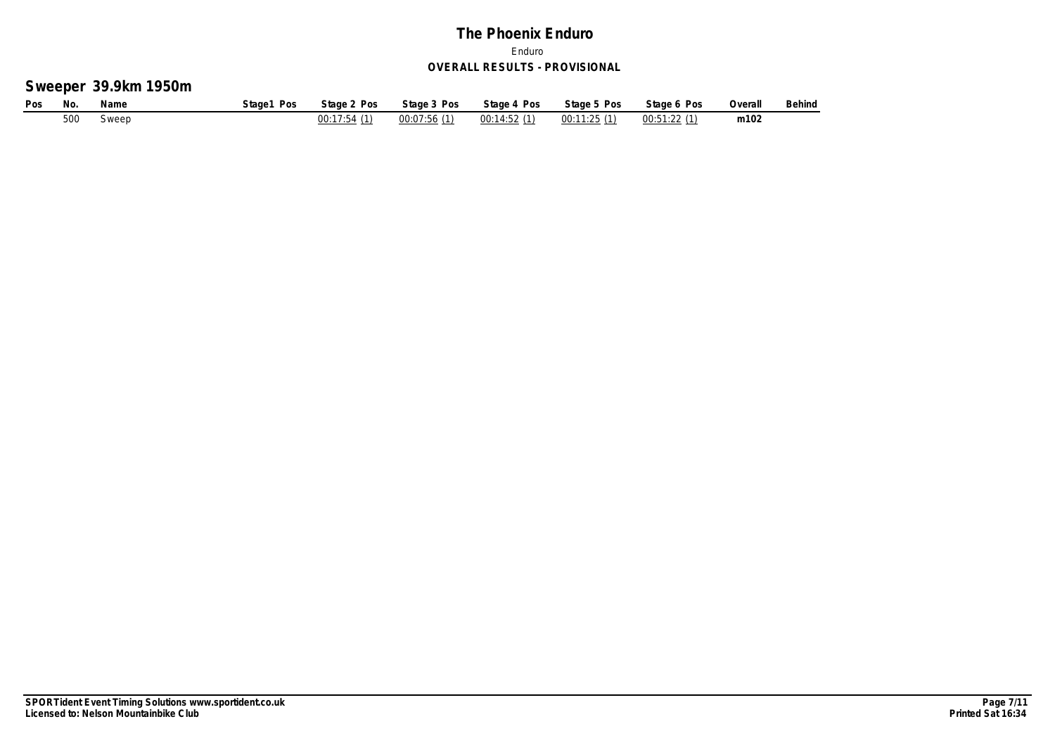# The Phoenix Enduro

Enduro

**OVERALL RESULTS - PROVISIONAL**

## Sweeper 39.9km 1950m

| Pos | No. | Name | Stage1 Pos | Stage 2 Pos | Stage 3 Pos | Stage 4 Pos | Stage 5 Pos | Stage 6 Pos | Overall | Behind |
|---|---|---|---|---|---|---|---|---|---|---|
| | 500 | Sweep | | 00:17:54 (1) | 00:07:56 (1) | 00:14:52 (1) | 00:11:25 (1) | 00:51:22 (1) | **m102** | |

**SPORTident Event Timing Solutions www.sportident.co.uk**
**Licensed to: Nelson Mountainbike Club**

**Printed Sat 16:34**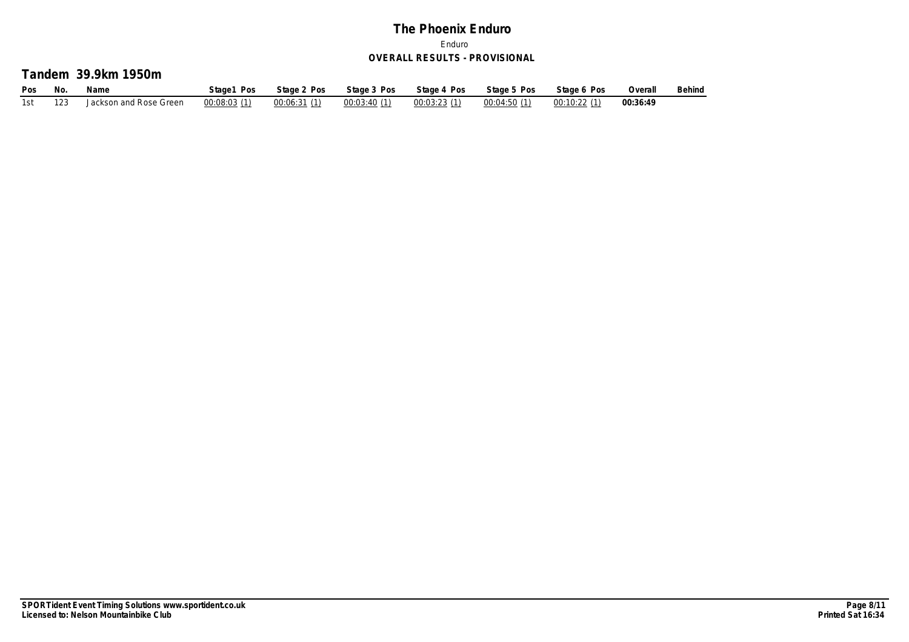# The Phoenix Enduro

Enduro

**OVERALL RESULTS - PROVISIONAL**

## Tandem 39.9km 1950m

| Pos | No. | Name | Stage1 Pos | Stage 2 Pos | Stage 3 Pos | Stage 4 Pos | Stage 5 Pos | Stage 6 Pos | Overall | Behind |
|---|---|---|---|---|---|---|---|---|---|---|
| 1st | 123 | Jackson and Rose Green | 00:08:03 (1) | 00:06:31 (1) | 00:03:40 (1) | 00:03:23 (1) | 00:04:50 (1) | 00:10:22 (1) | **00:36:49** | |

**SPORTident Event Timing Solutions www.sportident.co.uk**
**Licensed to: Nelson Mountainbike Club**

**Printed Sat 16:34**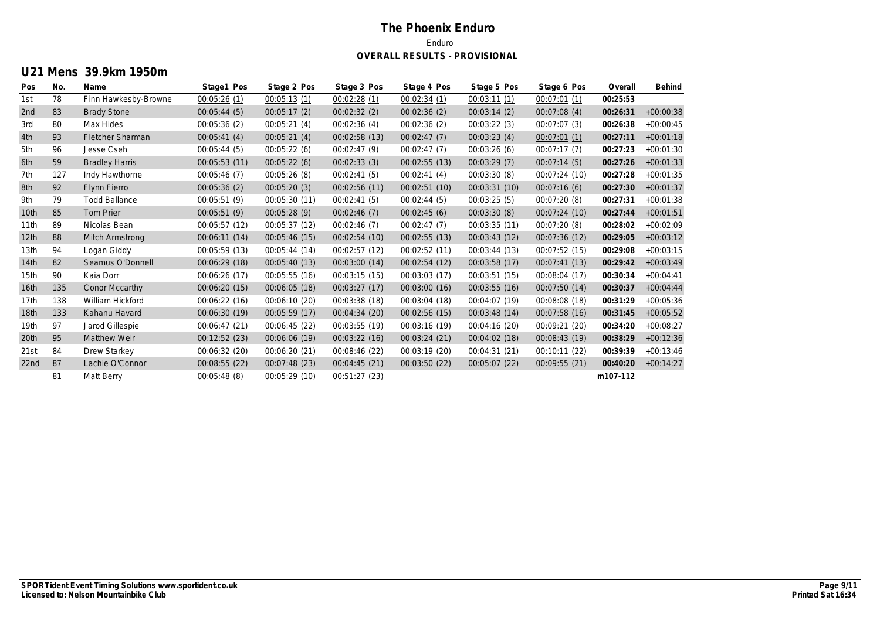# The Phoenix Enduro

Enduro

**OVERALL RESULTS - PROVISIONAL**

## U21 Mens 39.9km 1950m

| Pos | No. | Name | Stage1 Pos | Stage 2 Pos | Stage 3 Pos | Stage 4 Pos | Stage 5 Pos | Stage 6 Pos | Overall | Behind |
|---|---|---|---|---|---|---|---|---|---|---|
| 1st | 78 | Finn Hawkesby-Browne | 00:05:26 (1) | 00:05:13 (1) | 00:02:28 (1) | 00:02:34 (1) | 00:03:11 (1) | 00:07:01 (1) | **00:25:53** | |
| 2nd | 83 | Brady Stone | 00:05:44 (5) | 00:05:17 (2) | 00:02:32 (2) | 00:02:36 (2) | 00:03:14 (2) | 00:07:08 (4) | **00:26:31** | +00:00:38 |
| 3rd | 80 | Max Hides | 00:05:36 (2) | 00:05:21 (4) | 00:02:36 (4) | 00:02:36 (2) | 00:03:22 (3) | 00:07:07 (3) | **00:26:38** | +00:00:45 |
| 4th | 93 | Fletcher Sharman | 00:05:41 (4) | 00:05:21 (4) | 00:02:58 (13) | 00:02:47 (7) | 00:03:23 (4) | 00:07:01 (1) | **00:27:11** | +00:01:18 |
| 5th | 96 | Jesse Cseh | 00:05:44 (5) | 00:05:22 (6) | 00:02:47 (9) | 00:02:47 (7) | 00:03:26 (6) | 00:07:17 (7) | **00:27:23** | +00:01:30 |
| 6th | 59 | Bradley Harris | 00:05:53 (11) | 00:05:22 (6) | 00:02:33 (3) | 00:02:55 (13) | 00:03:29 (7) | 00:07:14 (5) | **00:27:26** | +00:01:33 |
| 7th | 127 | Indy Hawthorne | 00:05:46 (7) | 00:05:26 (8) | 00:02:41 (5) | 00:02:41 (4) | 00:03:30 (8) | 00:07:24 (10) | **00:27:28** | +00:01:35 |
| 8th | 92 | Flynn Fierro | 00:05:36 (2) | 00:05:20 (3) | 00:02:56 (11) | 00:02:51 (10) | 00:03:31 (10) | 00:07:16 (6) | **00:27:30** | +00:01:37 |
| 9th | 79 | Todd Ballance | 00:05:51 (9) | 00:05:30 (11) | 00:02:41 (5) | 00:02:44 (5) | 00:03:25 (5) | 00:07:20 (8) | **00:27:31** | +00:01:38 |
| 10th | 85 | Tom Prier | 00:05:51 (9) | 00:05:28 (9) | 00:02:46 (7) | 00:02:45 (6) | 00:03:30 (8) | 00:07:24 (10) | **00:27:44** | +00:01:51 |
| 11th | 89 | Nicolas Bean | 00:05:57 (12) | 00:05:37 (12) | 00:02:46 (7) | 00:02:47 (7) | 00:03:35 (11) | 00:07:20 (8) | **00:28:02** | +00:02:09 |
| 12th | 88 | Mitch Armstrong | 00:06:11 (14) | 00:05:46 (15) | 00:02:54 (10) | 00:02:55 (13) | 00:03:43 (12) | 00:07:36 (12) | **00:29:05** | +00:03:12 |
| 13th | 94 | Logan Giddy | 00:05:59 (13) | 00:05:44 (14) | 00:02:57 (12) | 00:02:52 (11) | 00:03:44 (13) | 00:07:52 (15) | **00:29:08** | +00:03:15 |
| 14th | 82 | Seamus O'Donnell | 00:06:29 (18) | 00:05:40 (13) | 00:03:00 (14) | 00:02:54 (12) | 00:03:58 (17) | 00:07:41 (13) | **00:29:42** | +00:03:49 |
| 15th | 90 | Kaia Dorr | 00:06:26 (17) | 00:05:55 (16) | 00:03:15 (15) | 00:03:03 (17) | 00:03:51 (15) | 00:08:04 (17) | **00:30:34** | +00:04:41 |
| 16th | 135 | Conor Mccarthy | 00:06:20 (15) | 00:06:05 (18) | 00:03:27 (17) | 00:03:00 (16) | 00:03:55 (16) | 00:07:50 (14) | **00:30:37** | +00:04:44 |
| 17th | 138 | William Hickford | 00:06:22 (16) | 00:06:10 (20) | 00:03:38 (18) | 00:03:04 (18) | 00:04:07 (19) | 00:08:08 (18) | **00:31:29** | +00:05:36 |
| 18th | 133 | Kahanu Havard | 00:06:30 (19) | 00:05:59 (17) | 00:04:34 (20) | 00:02:56 (15) | 00:03:48 (14) | 00:07:58 (16) | **00:31:45** | +00:05:52 |
| 19th | 97 | Jarod Gillespie | 00:06:47 (21) | 00:06:45 (22) | 00:03:55 (19) | 00:03:16 (19) | 00:04:16 (20) | 00:09:21 (20) | **00:34:20** | +00:08:27 |
| 20th | 95 | Matthew Weir | 00:12:52 (23) | 00:06:06 (19) | 00:03:22 (16) | 00:03:24 (21) | 00:04:02 (18) | 00:08:43 (19) | **00:38:29** | +00:12:36 |
| 21st | 84 | Drew Starkey | 00:06:32 (20) | 00:06:20 (21) | 00:08:46 (22) | 00:03:19 (20) | 00:04:31 (21) | 00:10:11 (22) | **00:39:39** | +00:13:46 |
| 22nd | 87 | Lachie O'Connor | 00:08:55 (22) | 00:07:48 (23) | 00:04:45 (21) | 00:03:50 (22) | 00:05:07 (22) | 00:09:55 (21) | **00:40:20** | +00:14:27 |
| | 81 | Matt Berry | 00:05:48 (8) | 00:05:29 (10) | 00:51:27 (23) | | | | **m107-112** | |

**SPORTident Event Timing Solutions www.sportident.co.uk**
**Licensed to: Nelson Mountainbike Club**

**Printed Sat 16:34**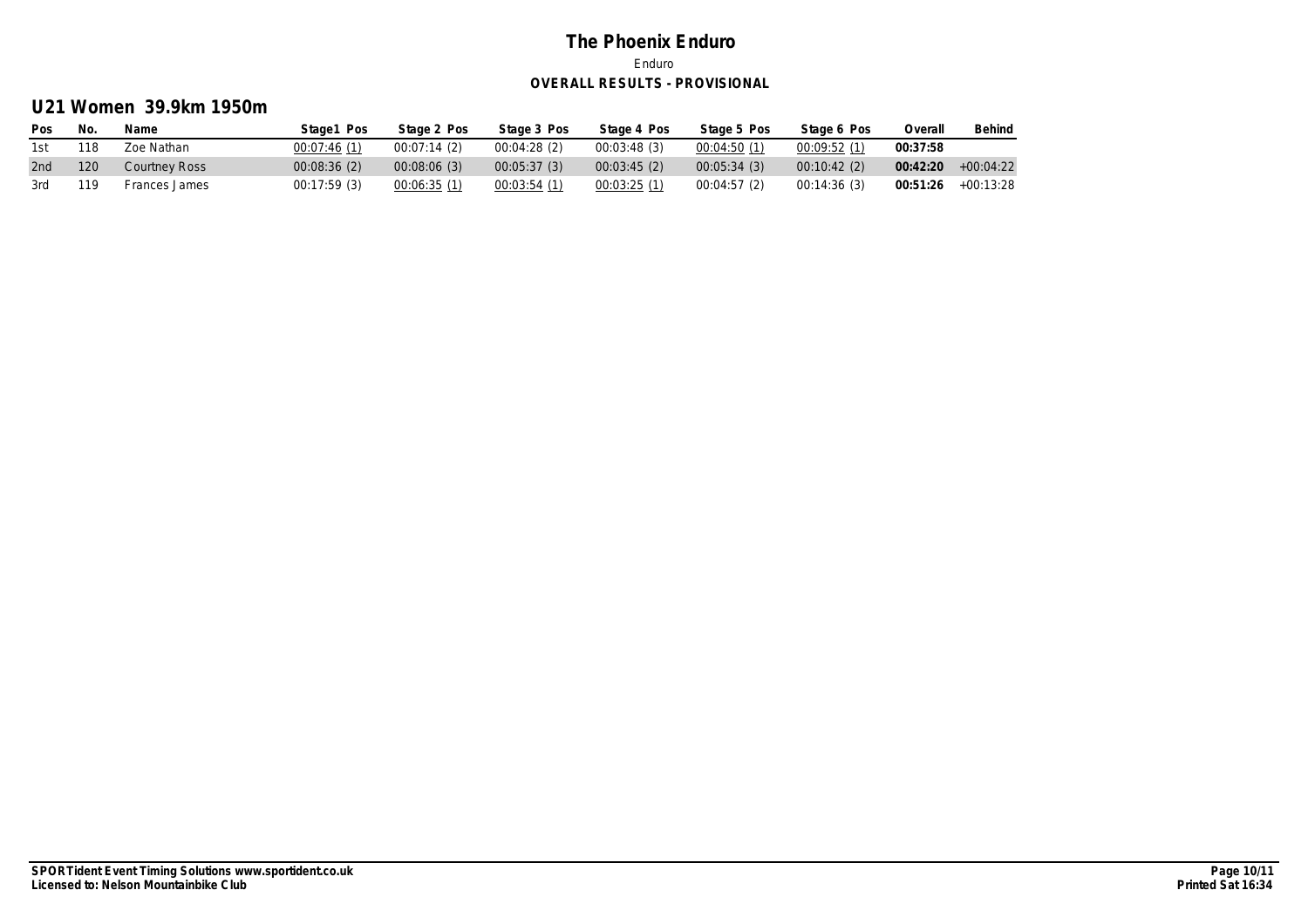# The Phoenix Enduro

Enduro

**OVERALL RESULTS - PROVISIONAL**

## U21 Women 39.9km 1950m

| Pos | No. | Name | Stage1 Pos | Stage 2 Pos | Stage 3 Pos | Stage 4 Pos | Stage 5 Pos | Stage 6 Pos | Overall | Behind |
|---|---|---|---|---|---|---|---|---|---|---|
| 1st | 118 | Zoe Nathan | 00:07:46 (1) | 00:07:14 (2) | 00:04:28 (2) | 00:03:48 (3) | 00:04:50 (1) | 00:09:52 (1) | **00:37:58** | |
| 2nd | 120 | Courtney Ross | 00:08:36 (2) | 00:08:06 (3) | 00:05:37 (3) | 00:03:45 (2) | 00:05:34 (3) | 00:10:42 (2) | **00:42:20** | +00:04:22 |
| 3rd | 119 | Frances James | 00:17:59 (3) | 00:06:35 (1) | 00:03:54 (1) | 00:03:25 (1) | 00:04:57 (2) | 00:14:36 (3) | **00:51:26** | +00:13:28 |

**SPORTident Event Timing Solutions www.sportident.co.uk**
**Licensed to: Nelson Mountainbike Club**

**Printed Sat 16:34**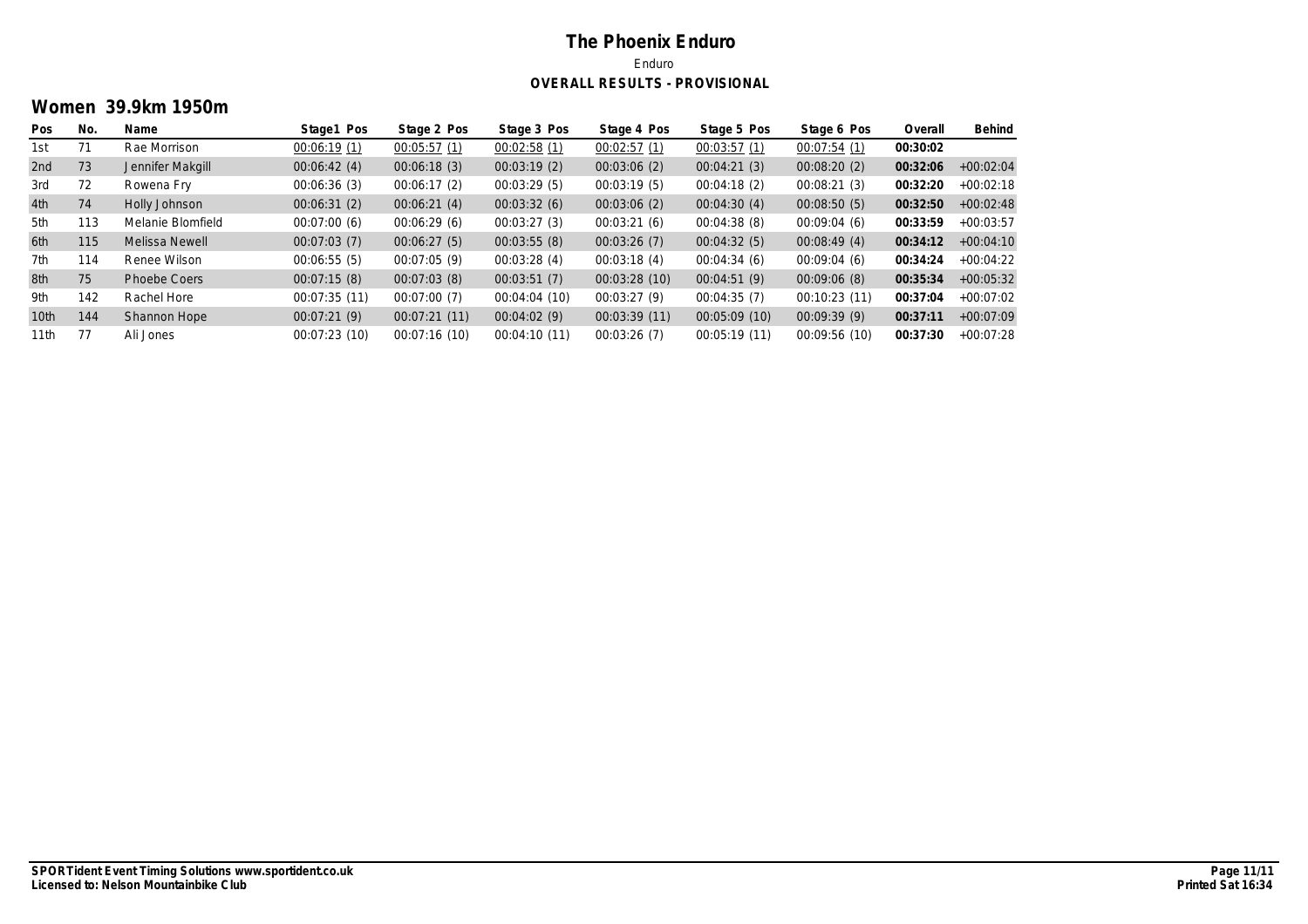# The Phoenix Enduro

Enduro

**OVERALL RESULTS - PROVISIONAL**

## Women 39.9km 1950m

| Pos | No. | Name | Stage1 Pos | Stage 2 Pos | Stage 3 Pos | Stage 4 Pos | Stage 5 Pos | Stage 6 Pos | Overall | Behind |
|---|---|---|---|---|---|---|---|---|---|---|
| 1st | 71 | Rae Morrison | 00:06:19 (1) | 00:05:57 (1) | 00:02:58 (1) | 00:02:57 (1) | 00:03:57 (1) | 00:07:54 (1) | **00:30:02** | |
| 2nd | 73 | Jennifer Makgill | 00:06:42 (4) | 00:06:18 (3) | 00:03:19 (2) | 00:03:06 (2) | 00:04:21 (3) | 00:08:20 (2) | **00:32:06** | +00:02:04 |
| 3rd | 72 | Rowena Fry | 00:06:36 (3) | 00:06:17 (2) | 00:03:29 (5) | 00:03:19 (5) | 00:04:18 (2) | 00:08:21 (3) | **00:32:20** | +00:02:18 |
| 4th | 74 | Holly Johnson | 00:06:31 (2) | 00:06:21 (4) | 00:03:32 (6) | 00:03:06 (2) | 00:04:30 (4) | 00:08:50 (5) | **00:32:50** | +00:02:48 |
| 5th | 113 | Melanie Blomfield | 00:07:00 (6) | 00:06:29 (6) | 00:03:27 (3) | 00:03:21 (6) | 00:04:38 (8) | 00:09:04 (6) | **00:33:59** | +00:03:57 |
| 6th | 115 | Melissa Newell | 00:07:03 (7) | 00:06:27 (5) | 00:03:55 (8) | 00:03:26 (7) | 00:04:32 (5) | 00:08:49 (4) | **00:34:12** | +00:04:10 |
| 7th | 114 | Renee Wilson | 00:06:55 (5) | 00:07:05 (9) | 00:03:28 (4) | 00:03:18 (4) | 00:04:34 (6) | 00:09:04 (6) | **00:34:24** | +00:04:22 |
| 8th | 75 | Phoebe Coers | 00:07:15 (8) | 00:07:03 (8) | 00:03:51 (7) | 00:03:28 (10) | 00:04:51 (9) | 00:09:06 (8) | **00:35:34** | +00:05:32 |
| 9th | 142 | Rachel Hore | 00:07:35 (11) | 00:07:00 (7) | 00:04:04 (10) | 00:03:27 (9) | 00:04:35 (7) | 00:10:23 (11) | **00:37:04** | +00:07:02 |
| 10th | 144 | Shannon Hope | 00:07:21 (9) | 00:07:21 (11) | 00:04:02 (9) | 00:03:39 (11) | 00:05:09 (10) | 00:09:39 (9) | **00:37:11** | +00:07:09 |
| 11th | 77 | Ali Jones | 00:07:23 (10) | 00:07:16 (10) | 00:04:10 (11) | 00:03:26 (7) | 00:05:19 (11) | 00:09:56 (10) | **00:37:30** | +00:07:28 |

**SPORTident Event Timing Solutions www.sportident.co.uk**
**Licensed to: Nelson Mountainbike Club**

**Printed Sat 16:34**